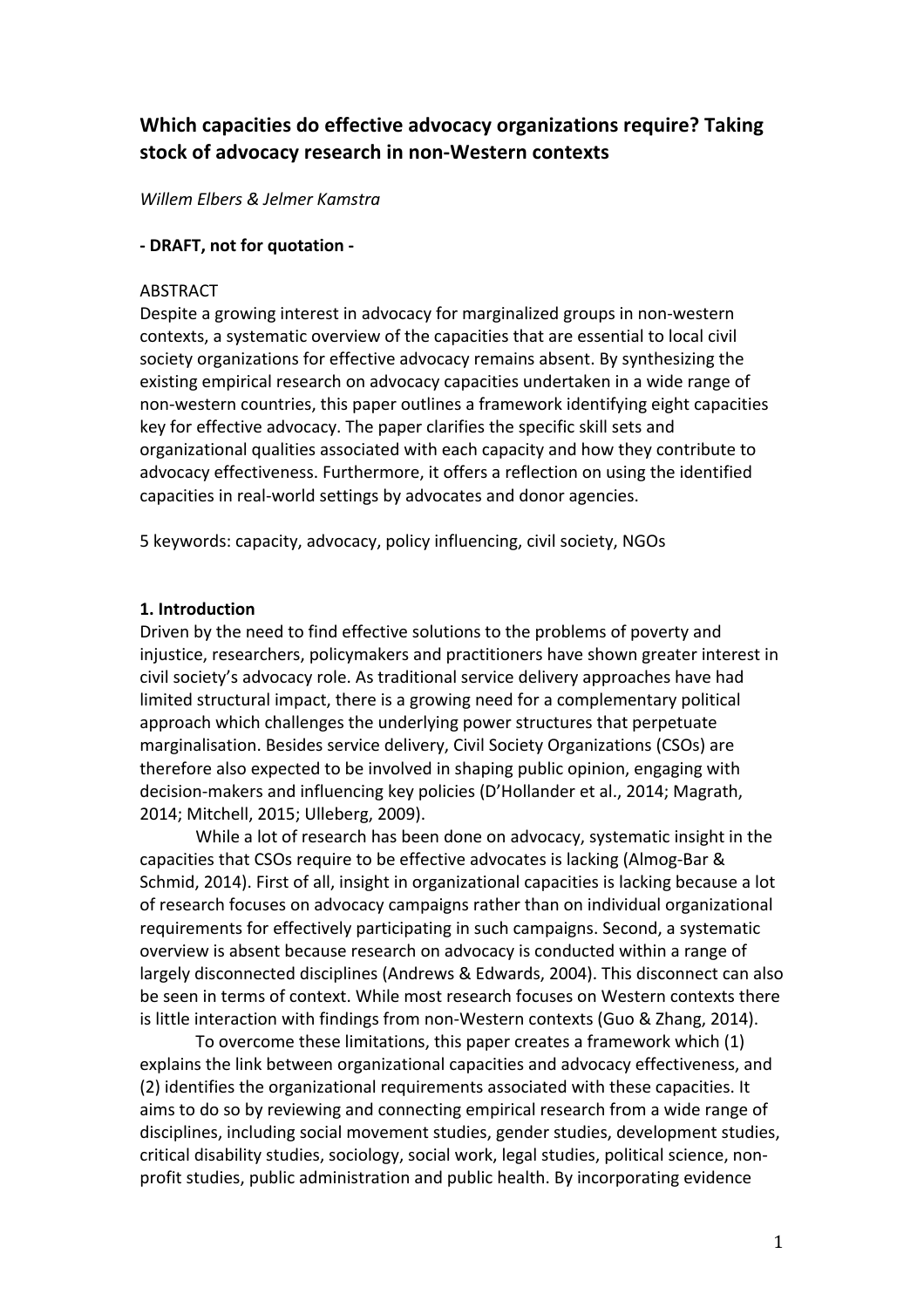# Which capacities do effective advocacy organizations require? Taking stock of advocacy research in non-Western contexts

*Willem Elbers & Jelmer Kamstra*

**- DRAFT, not for quotation -**

ABSTRACT

Despite a growing interest in advocacy for marginalized groups in non-western contexts, a systematic overview of the capacities that are essential to local civil society organizations for effective advocacy remains absent. By synthesizing the existing empirical research on advocacy capacities undertaken in a wide range of non-western countries, this paper outlines a framework identifying eight capacities key for effective advocacy. The paper clarifies the specific skill sets and organizational qualities associated with each capacity and how they contribute to advocacy effectiveness. Furthermore, it offers a reflection on using the identified capacities in real-world settings by advocates and donor agencies.

5 keywords: capacity, advocacy, policy influencing, civil society, NGOs

## 1. Introduction

Driven by the need to find effective solutions to the problems of poverty and injustice, researchers, policymakers and practitioners have shown greater interest in civil society's advocacy role. As traditional service delivery approaches have had limited structural impact, there is a growing need for a complementary political approach which challenges the underlying power structures that perpetuate marginalisation. Besides service delivery, Civil Society Organizations (CSOs) are therefore also expected to be involved in shaping public opinion, engaging with decision-makers and influencing key policies (D'Hollander et al., 2014; Magrath, 2014; Mitchell, 2015; Ulleberg, 2009).

While a lot of research has been done on advocacy, systematic insight in the capacities that CSOs require to be effective advocates is lacking (Almog-Bar & Schmid, 2014). First of all, insight in organizational capacities is lacking because a lot of research focuses on advocacy campaigns rather than on individual organizational requirements for effectively participating in such campaigns. Second, a systematic overview is absent because research on advocacy is conducted within a range of largely disconnected disciplines (Andrews & Edwards, 2004). This disconnect can also be seen in terms of context. While most research focuses on Western contexts there is little interaction with findings from non-Western contexts (Guo & Zhang, 2014).

To overcome these limitations, this paper creates a framework which (1) explains the link between organizational capacities and advocacy effectiveness, and (2) identifies the organizational requirements associated with these capacities. It aims to do so by reviewing and connecting empirical research from a wide range of disciplines, including social movement studies, gender studies, development studies, critical disability studies, sociology, social work, legal studies, political science, non-profit studies, public administration and public health. By incorporating evidence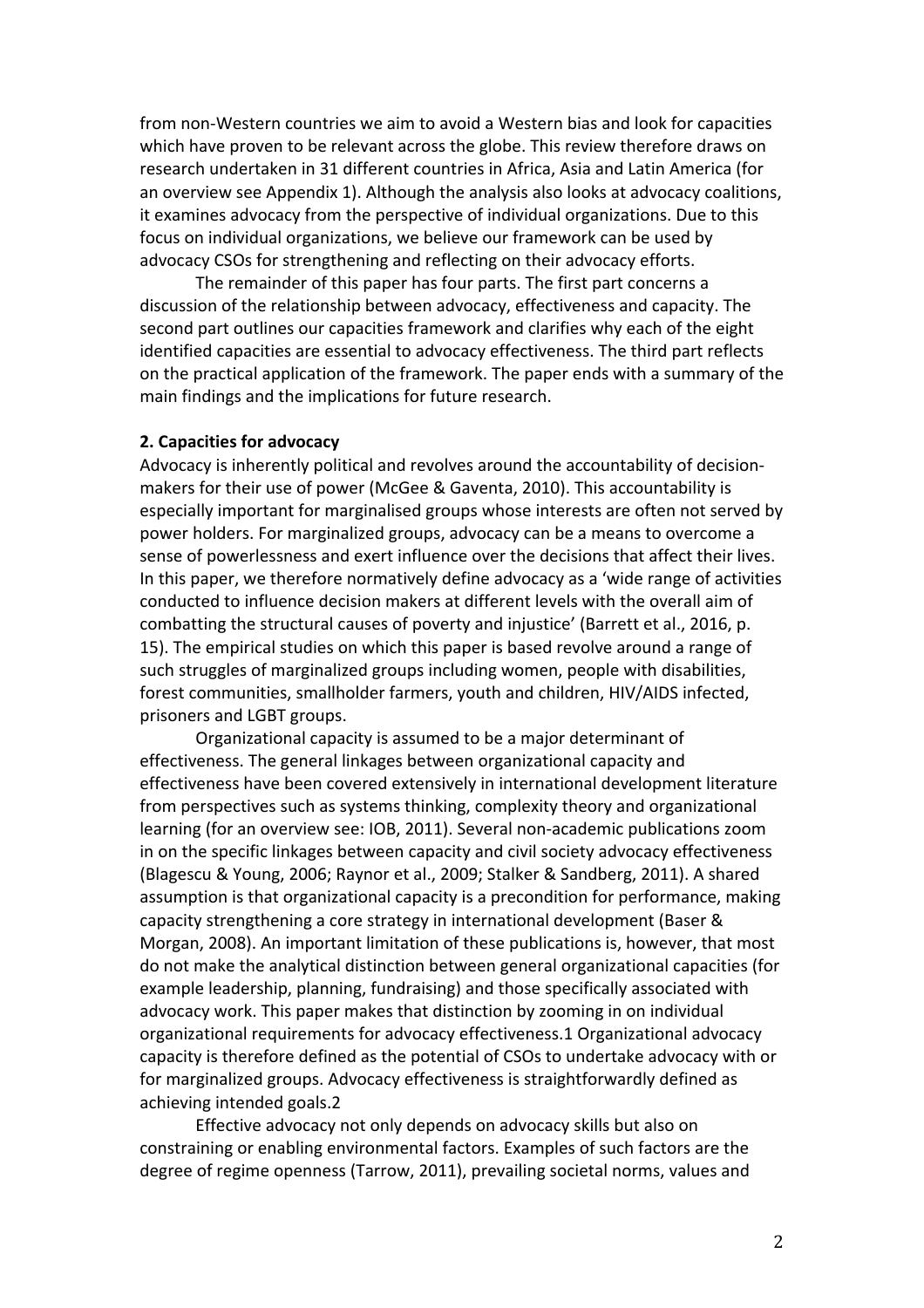from non-Western countries we aim to avoid a Western bias and look for capacities which have proven to be relevant across the globe. This review therefore draws on research undertaken in 31 different countries in Africa, Asia and Latin America (for an overview see Appendix 1). Although the analysis also looks at advocacy coalitions, it examines advocacy from the perspective of individual organizations. Due to this focus on individual organizations, we believe our framework can be used by advocacy CSOs for strengthening and reflecting on their advocacy efforts.

The remainder of this paper has four parts. The first part concerns a discussion of the relationship between advocacy, effectiveness and capacity. The second part outlines our capacities framework and clarifies why each of the eight identified capacities are essential to advocacy effectiveness. The third part reflects on the practical application of the framework. The paper ends with a summary of the main findings and the implications for future research.

## 2. Capacities for advocacy

Advocacy is inherently political and revolves around the accountability of decision-makers for their use of power (McGee & Gaventa, 2010). This accountability is especially important for marginalised groups whose interests are often not served by power holders. For marginalized groups, advocacy can be a means to overcome a sense of powerlessness and exert influence over the decisions that affect their lives. In this paper, we therefore normatively define advocacy as a 'wide range of activities conducted to influence decision makers at different levels with the overall aim of combatting the structural causes of poverty and injustice' (Barrett et al., 2016, p. 15). The empirical studies on which this paper is based revolve around a range of such struggles of marginalized groups including women, people with disabilities, forest communities, smallholder farmers, youth and children, HIV/AIDS infected, prisoners and LGBT groups.

Organizational capacity is assumed to be a major determinant of effectiveness. The general linkages between organizational capacity and effectiveness have been covered extensively in international development literature from perspectives such as systems thinking, complexity theory and organizational learning (for an overview see: IOB, 2011). Several non-academic publications zoom in on the specific linkages between capacity and civil society advocacy effectiveness (Blagescu & Young, 2006; Raynor et al., 2009; Stalker & Sandberg, 2011). A shared assumption is that organizational capacity is a precondition for performance, making capacity strengthening a core strategy in international development (Baser & Morgan, 2008). An important limitation of these publications is, however, that most do not make the analytical distinction between general organizational capacities (for example leadership, planning, fundraising) and those specifically associated with advocacy work. This paper makes that distinction by zooming in on individual organizational requirements for advocacy effectiveness.[1] Organizational advocacy capacity is therefore defined as the potential of CSOs to undertake advocacy with or for marginalized groups. Advocacy effectiveness is straightforwardly defined as achieving intended goals.[2]

Effective advocacy not only depends on advocacy skills but also on constraining or enabling environmental factors. Examples of such factors are the degree of regime openness (Tarrow, 2011), prevailing societal norms, values and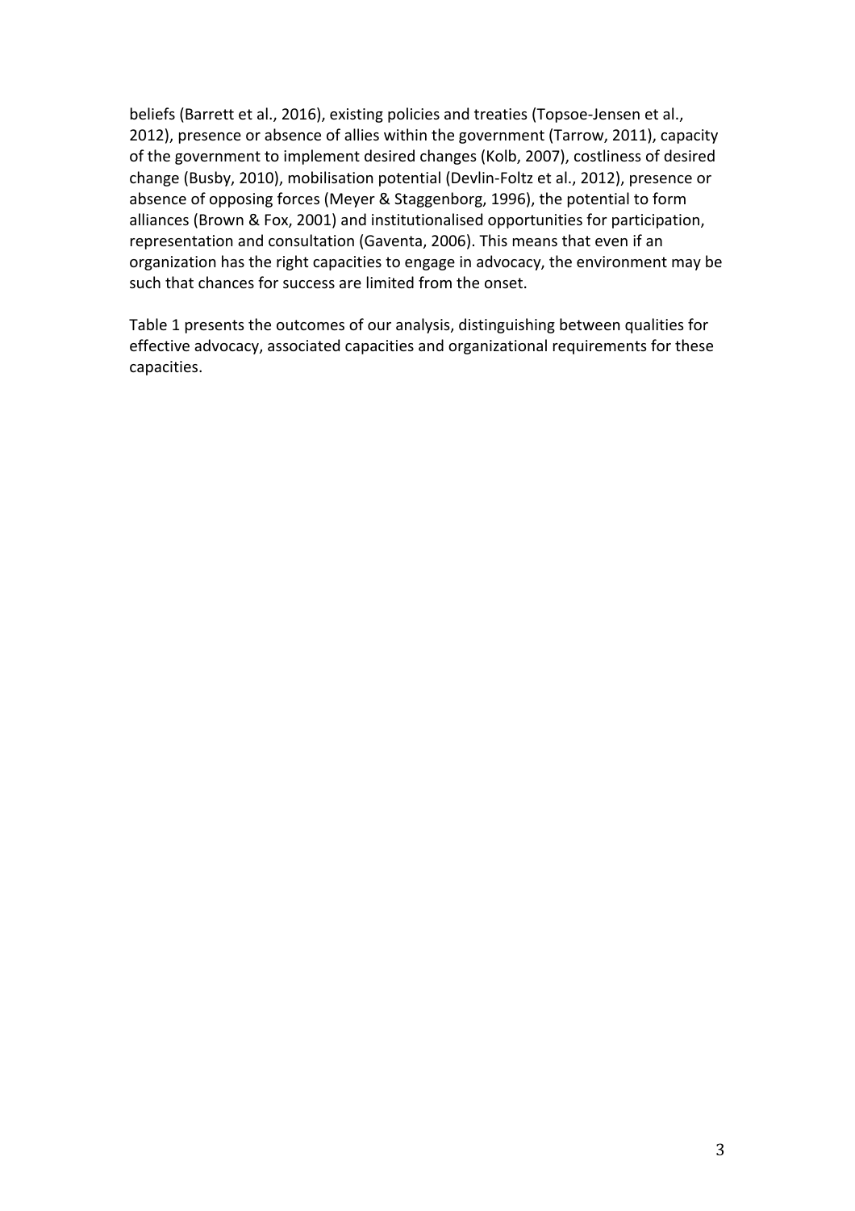beliefs (Barrett et al., 2016), existing policies and treaties (Topsoe-Jensen et al., 2012), presence or absence of allies within the government (Tarrow, 2011), capacity of the government to implement desired changes (Kolb, 2007), costliness of desired change (Busby, 2010), mobilisation potential (Devlin-Foltz et al., 2012), presence or absence of opposing forces (Meyer & Staggenborg, 1996), the potential to form alliances (Brown & Fox, 2001) and institutionalised opportunities for participation, representation and consultation (Gaventa, 2006). This means that even if an organization has the right capacities to engage in advocacy, the environment may be such that chances for success are limited from the onset.

Table 1 presents the outcomes of our analysis, distinguishing between qualities for effective advocacy, associated capacities and organizational requirements for these capacities.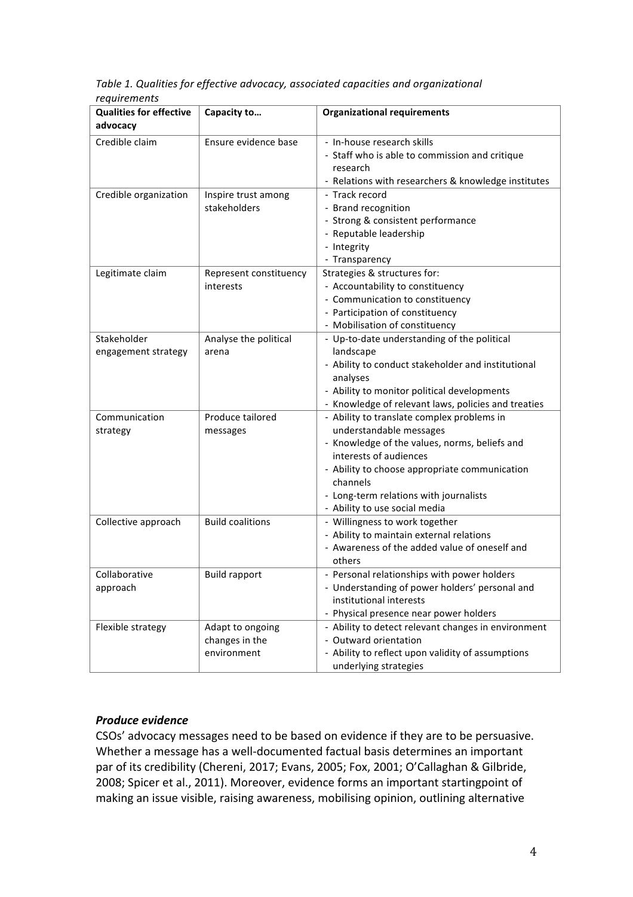*Table 1. Qualities for effective advocacy, associated capacities and organizational requirements*

| Qualities for effective advocacy | Capacity to… | Organizational requirements |
|---|---|---|
| Credible claim | Ensure evidence base | - In-house research skills<br>- Staff who is able to commission and critique research<br>- Relations with researchers & knowledge institutes |
| Credible organization | Inspire trust among stakeholders | - Track record<br>- Brand recognition<br>- Strong & consistent performance<br>- Reputable leadership<br>- Integrity<br>- Transparency |
| Legitimate claim | Represent constituency interests | Strategies & structures for:<br>- Accountability to constituency<br>- Communication to constituency<br>- Participation of constituency<br>- Mobilisation of constituency |
| Stakeholder engagement strategy | Analyse the political arena | - Up-to-date understanding of the political landscape<br>- Ability to conduct stakeholder and institutional analyses<br>- Ability to monitor political developments<br>- Knowledge of relevant laws, policies and treaties |
| Communication strategy | Produce tailored messages | - Ability to translate complex problems in understandable messages<br>- Knowledge of the values, norms, beliefs and interests of audiences<br>- Ability to choose appropriate communication channels<br>- Long-term relations with journalists<br>- Ability to use social media |
| Collective approach | Build coalitions | - Willingness to work together<br>- Ability to maintain external relations<br>- Awareness of the added value of oneself and others |
| Collaborative approach | Build rapport | - Personal relationships with power holders<br>- Understanding of power holders' personal and institutional interests<br>- Physical presence near power holders |
| Flexible strategy | Adapt to ongoing changes in the environment | - Ability to detect relevant changes in environment<br>- Outward orientation<br>- Ability to reflect upon validity of assumptions underlying strategies |

### *Produce evidence*

CSOs' advocacy messages need to be based on evidence if they are to be persuasive. Whether a message has a well-documented factual basis determines an important par of its credibility (Chereni, 2017; Evans, 2005; Fox, 2001; O'Callaghan & Gilbride, 2008; Spicer et al., 2011). Moreover, evidence forms an important startingpoint of making an issue visible, raising awareness, mobilising opinion, outlining alternative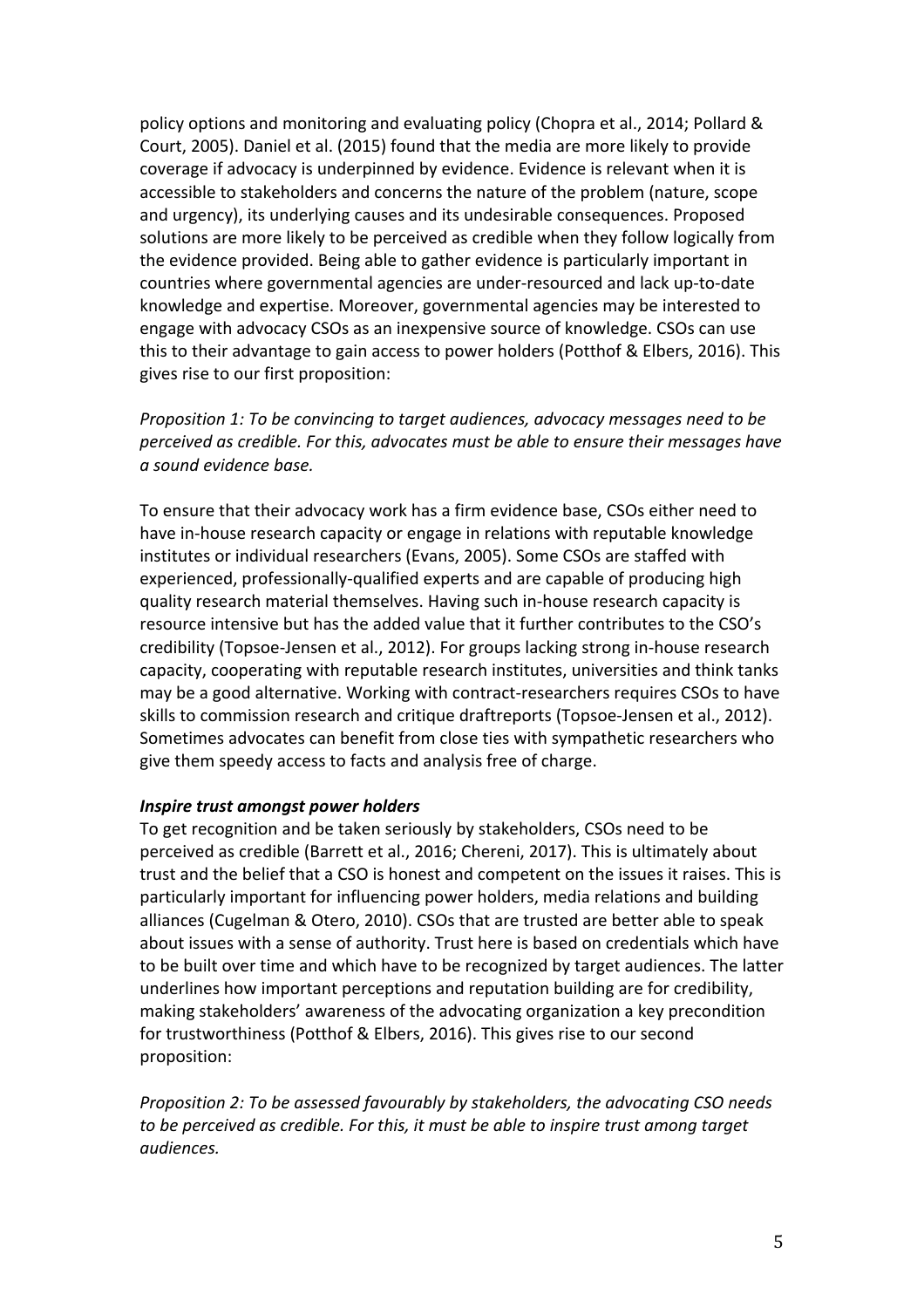policy options and monitoring and evaluating policy (Chopra et al., 2014; Pollard & Court, 2005). Daniel et al. (2015) found that the media are more likely to provide coverage if advocacy is underpinned by evidence. Evidence is relevant when it is accessible to stakeholders and concerns the nature of the problem (nature, scope and urgency), its underlying causes and its undesirable consequences. Proposed solutions are more likely to be perceived as credible when they follow logically from the evidence provided. Being able to gather evidence is particularly important in countries where governmental agencies are under-resourced and lack up-to-date knowledge and expertise. Moreover, governmental agencies may be interested to engage with advocacy CSOs as an inexpensive source of knowledge. CSOs can use this to their advantage to gain access to power holders (Potthof & Elbers, 2016). This gives rise to our first proposition:

*Proposition 1: To be convincing to target audiences, advocacy messages need to be perceived as credible. For this, advocates must be able to ensure their messages have a sound evidence base.*

To ensure that their advocacy work has a firm evidence base, CSOs either need to have in-house research capacity or engage in relations with reputable knowledge institutes or individual researchers (Evans, 2005). Some CSOs are staffed with experienced, professionally-qualified experts and are capable of producing high quality research material themselves. Having such in-house research capacity is resource intensive but has the added value that it further contributes to the CSO's credibility (Topsoe-Jensen et al., 2012). For groups lacking strong in-house research capacity, cooperating with reputable research institutes, universities and think tanks may be a good alternative. Working with contract-researchers requires CSOs to have skills to commission research and critique draftreports (Topsoe-Jensen et al., 2012). Sometimes advocates can benefit from close ties with sympathetic researchers who give them speedy access to facts and analysis free of charge.

***Inspire trust amongst power holders***

To get recognition and be taken seriously by stakeholders, CSOs need to be perceived as credible (Barrett et al., 2016; Chereni, 2017). This is ultimately about trust and the belief that a CSO is honest and competent on the issues it raises. This is particularly important for influencing power holders, media relations and building alliances (Cugelman & Otero, 2010). CSOs that are trusted are better able to speak about issues with a sense of authority. Trust here is based on credentials which have to be built over time and which have to be recognized by target audiences. The latter underlines how important perceptions and reputation building are for credibility, making stakeholders' awareness of the advocating organization a key precondition for trustworthiness (Potthof & Elbers, 2016). This gives rise to our second proposition:

*Proposition 2: To be assessed favourably by stakeholders, the advocating CSO needs to be perceived as credible. For this, it must be able to inspire trust among target audiences.*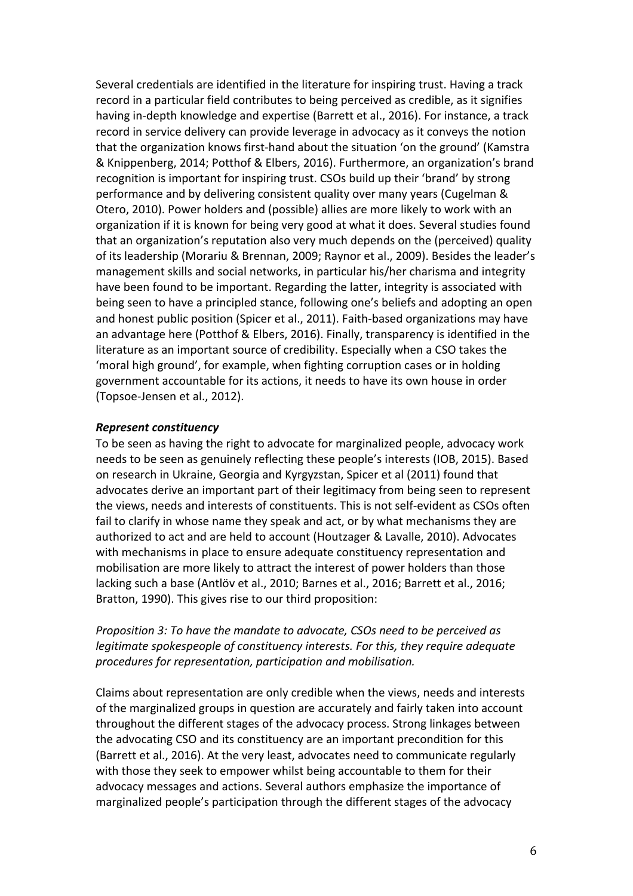Several credentials are identified in the literature for inspiring trust. Having a track record in a particular field contributes to being perceived as credible, as it signifies having in-depth knowledge and expertise (Barrett et al., 2016). For instance, a track record in service delivery can provide leverage in advocacy as it conveys the notion that the organization knows first-hand about the situation 'on the ground' (Kamstra & Knippenberg, 2014; Potthof & Elbers, 2016). Furthermore, an organization's brand recognition is important for inspiring trust. CSOs build up their 'brand' by strong performance and by delivering consistent quality over many years (Cugelman & Otero, 2010). Power holders and (possible) allies are more likely to work with an organization if it is known for being very good at what it does. Several studies found that an organization's reputation also very much depends on the (perceived) quality of its leadership (Morariu & Brennan, 2009; Raynor et al., 2009). Besides the leader's management skills and social networks, in particular his/her charisma and integrity have been found to be important. Regarding the latter, integrity is associated with being seen to have a principled stance, following one's beliefs and adopting an open and honest public position (Spicer et al., 2011). Faith-based organizations may have an advantage here (Potthof & Elbers, 2016). Finally, transparency is identified in the literature as an important source of credibility. Especially when a CSO takes the 'moral high ground', for example, when fighting corruption cases or in holding government accountable for its actions, it needs to have its own house in order (Topsoe-Jensen et al., 2012).

***Represent constituency***

To be seen as having the right to advocate for marginalized people, advocacy work needs to be seen as genuinely reflecting these people's interests (IOB, 2015). Based on research in Ukraine, Georgia and Kyrgyzstan, Spicer et al (2011) found that advocates derive an important part of their legitimacy from being seen to represent the views, needs and interests of constituents. This is not self-evident as CSOs often fail to clarify in whose name they speak and act, or by what mechanisms they are authorized to act and are held to account (Houtzager & Lavalle, 2010). Advocates with mechanisms in place to ensure adequate constituency representation and mobilisation are more likely to attract the interest of power holders than those lacking such a base (Antlöv et al., 2010; Barnes et al., 2016; Barrett et al., 2016; Bratton, 1990). This gives rise to our third proposition:

*Proposition 3: To have the mandate to advocate, CSOs need to be perceived as legitimate spokespeople of constituency interests. For this, they require adequate procedures for representation, participation and mobilisation.*

Claims about representation are only credible when the views, needs and interests of the marginalized groups in question are accurately and fairly taken into account throughout the different stages of the advocacy process. Strong linkages between the advocating CSO and its constituency are an important precondition for this (Barrett et al., 2016). At the very least, advocates need to communicate regularly with those they seek to empower whilst being accountable to them for their advocacy messages and actions. Several authors emphasize the importance of marginalized people's participation through the different stages of the advocacy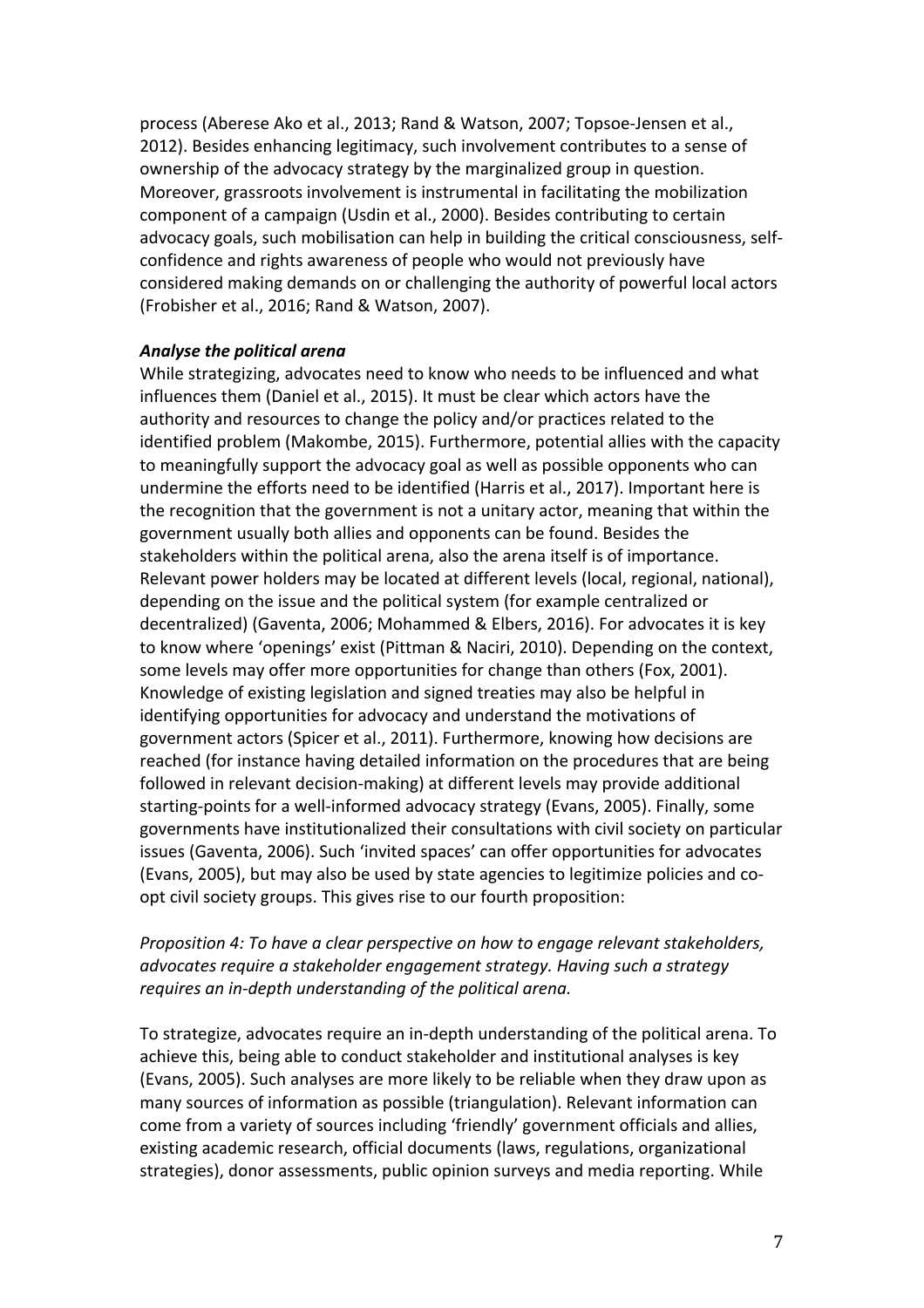process (Aberese Ako et al., 2013; Rand & Watson, 2007; Topsoe-Jensen et al., 2012). Besides enhancing legitimacy, such involvement contributes to a sense of ownership of the advocacy strategy by the marginalized group in question. Moreover, grassroots involvement is instrumental in facilitating the mobilization component of a campaign (Usdin et al., 2000). Besides contributing to certain advocacy goals, such mobilisation can help in building the critical consciousness, self-confidence and rights awareness of people who would not previously have considered making demands on or challenging the authority of powerful local actors (Frobisher et al., 2016; Rand & Watson, 2007).

***Analyse the political arena***

While strategizing, advocates need to know who needs to be influenced and what influences them (Daniel et al., 2015). It must be clear which actors have the authority and resources to change the policy and/or practices related to the identified problem (Makombe, 2015). Furthermore, potential allies with the capacity to meaningfully support the advocacy goal as well as possible opponents who can undermine the efforts need to be identified (Harris et al., 2017). Important here is the recognition that the government is not a unitary actor, meaning that within the government usually both allies and opponents can be found. Besides the stakeholders within the political arena, also the arena itself is of importance. Relevant power holders may be located at different levels (local, regional, national), depending on the issue and the political system (for example centralized or decentralized) (Gaventa, 2006; Mohammed & Elbers, 2016). For advocates it is key to know where 'openings' exist (Pittman & Naciri, 2010). Depending on the context, some levels may offer more opportunities for change than others (Fox, 2001). Knowledge of existing legislation and signed treaties may also be helpful in identifying opportunities for advocacy and understand the motivations of government actors (Spicer et al., 2011). Furthermore, knowing how decisions are reached (for instance having detailed information on the procedures that are being followed in relevant decision-making) at different levels may provide additional starting-points for a well-informed advocacy strategy (Evans, 2005). Finally, some governments have institutionalized their consultations with civil society on particular issues (Gaventa, 2006). Such 'invited spaces' can offer opportunities for advocates (Evans, 2005), but may also be used by state agencies to legitimize policies and co-opt civil society groups. This gives rise to our fourth proposition:

*Proposition 4: To have a clear perspective on how to engage relevant stakeholders, advocates require a stakeholder engagement strategy. Having such a strategy requires an in-depth understanding of the political arena.*

To strategize, advocates require an in-depth understanding of the political arena. To achieve this, being able to conduct stakeholder and institutional analyses is key (Evans, 2005). Such analyses are more likely to be reliable when they draw upon as many sources of information as possible (triangulation). Relevant information can come from a variety of sources including 'friendly' government officials and allies, existing academic research, official documents (laws, regulations, organizational strategies), donor assessments, public opinion surveys and media reporting. While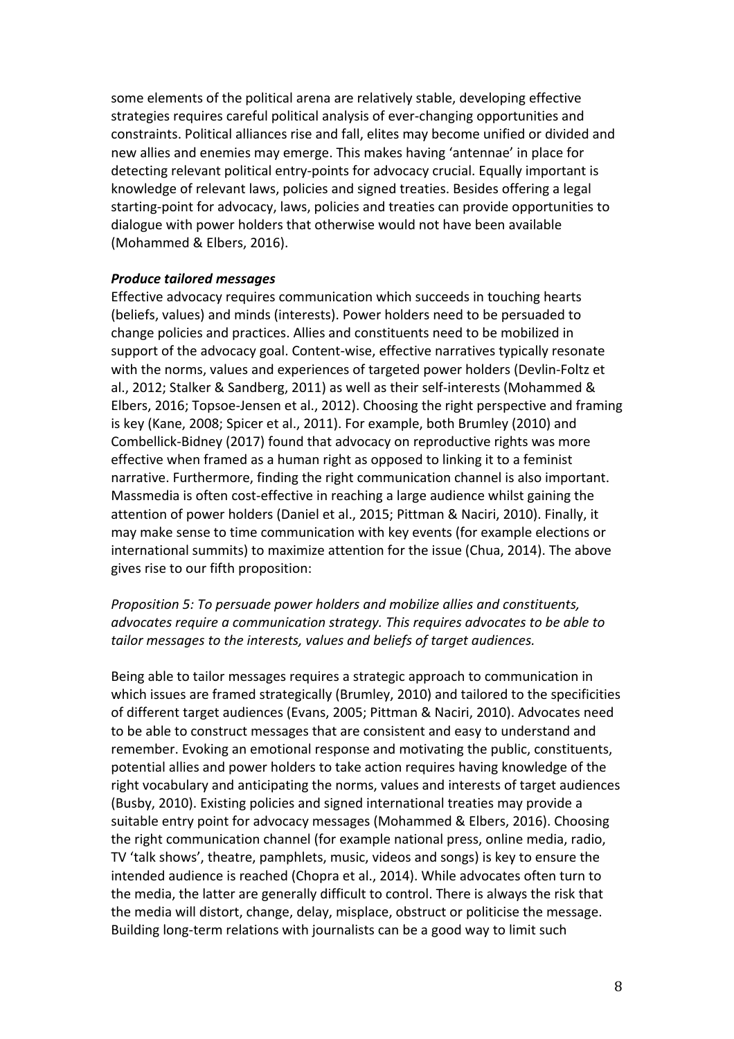some elements of the political arena are relatively stable, developing effective strategies requires careful political analysis of ever-changing opportunities and constraints. Political alliances rise and fall, elites may become unified or divided and new allies and enemies may emerge. This makes having 'antennae' in place for detecting relevant political entry-points for advocacy crucial. Equally important is knowledge of relevant laws, policies and signed treaties. Besides offering a legal starting-point for advocacy, laws, policies and treaties can provide opportunities to dialogue with power holders that otherwise would not have been available (Mohammed & Elbers, 2016).

***Produce tailored messages***

Effective advocacy requires communication which succeeds in touching hearts (beliefs, values) and minds (interests). Power holders need to be persuaded to change policies and practices. Allies and constituents need to be mobilized in support of the advocacy goal. Content-wise, effective narratives typically resonate with the norms, values and experiences of targeted power holders (Devlin-Foltz et al., 2012; Stalker & Sandberg, 2011) as well as their self-interests (Mohammed & Elbers, 2016; Topsoe-Jensen et al., 2012). Choosing the right perspective and framing is key (Kane, 2008; Spicer et al., 2011). For example, both Brumley (2010) and Combellick-Bidney (2017) found that advocacy on reproductive rights was more effective when framed as a human right as opposed to linking it to a feminist narrative. Furthermore, finding the right communication channel is also important. Massmedia is often cost-effective in reaching a large audience whilst gaining the attention of power holders (Daniel et al., 2015; Pittman & Naciri, 2010). Finally, it may make sense to time communication with key events (for example elections or international summits) to maximize attention for the issue (Chua, 2014). The above gives rise to our fifth proposition:

*Proposition 5: To persuade power holders and mobilize allies and constituents, advocates require a communication strategy. This requires advocates to be able to tailor messages to the interests, values and beliefs of target audiences.*

Being able to tailor messages requires a strategic approach to communication in which issues are framed strategically (Brumley, 2010) and tailored to the specificities of different target audiences (Evans, 2005; Pittman & Naciri, 2010). Advocates need to be able to construct messages that are consistent and easy to understand and remember. Evoking an emotional response and motivating the public, constituents, potential allies and power holders to take action requires having knowledge of the right vocabulary and anticipating the norms, values and interests of target audiences (Busby, 2010). Existing policies and signed international treaties may provide a suitable entry point for advocacy messages (Mohammed & Elbers, 2016). Choosing the right communication channel (for example national press, online media, radio, TV 'talk shows', theatre, pamphlets, music, videos and songs) is key to ensure the intended audience is reached (Chopra et al., 2014). While advocates often turn to the media, the latter are generally difficult to control. There is always the risk that the media will distort, change, delay, misplace, obstruct or politicise the message. Building long-term relations with journalists can be a good way to limit such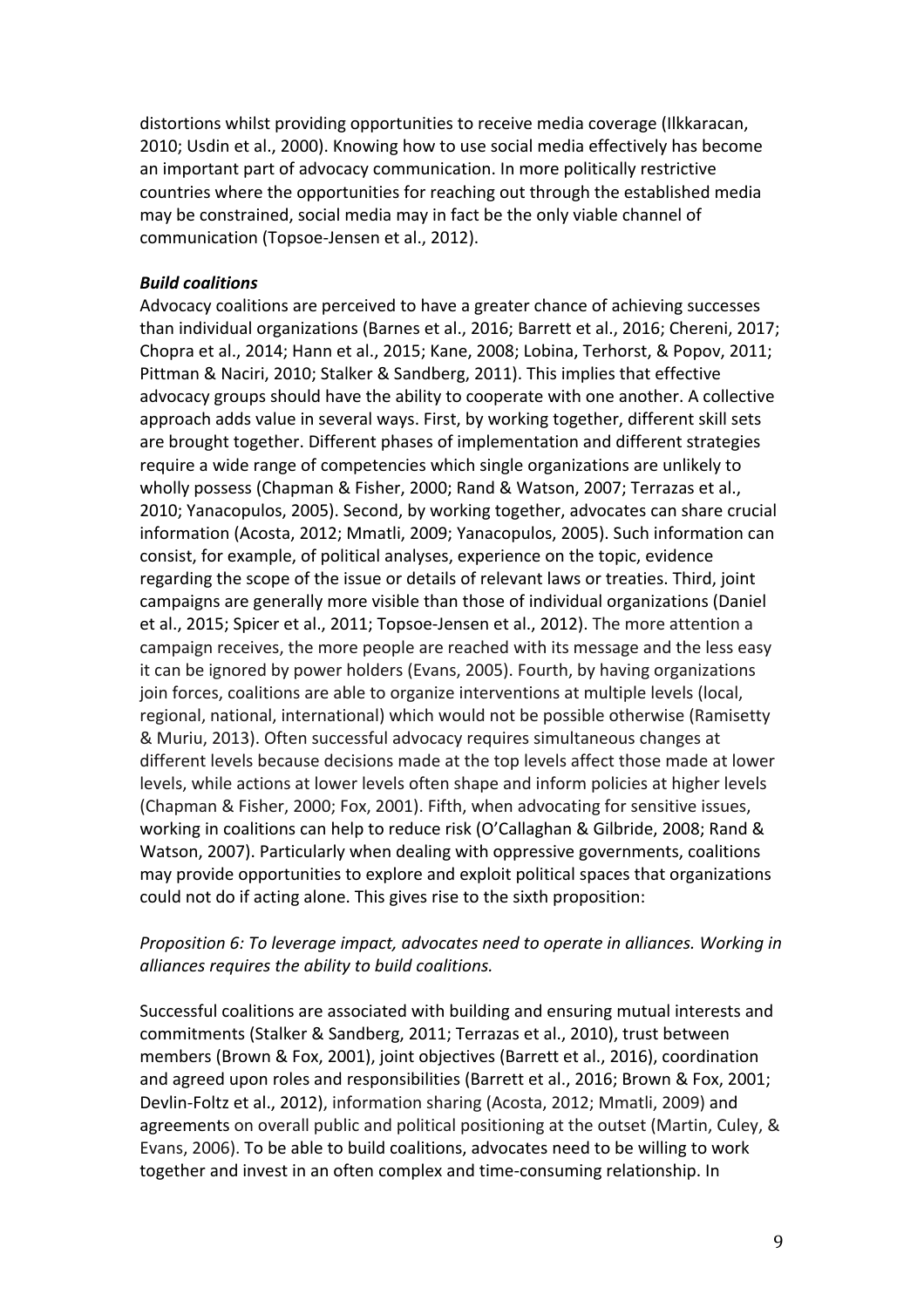distortions whilst providing opportunities to receive media coverage (Ilkkaracan, 2010; Usdin et al., 2000). Knowing how to use social media effectively has become an important part of advocacy communication. In more politically restrictive countries where the opportunities for reaching out through the established media may be constrained, social media may in fact be the only viable channel of communication (Topsoe-Jensen et al., 2012).

***Build coalitions***

Advocacy coalitions are perceived to have a greater chance of achieving successes than individual organizations (Barnes et al., 2016; Barrett et al., 2016; Chereni, 2017; Chopra et al., 2014; Hann et al., 2015; Kane, 2008; Lobina, Terhorst, & Popov, 2011; Pittman & Naciri, 2010; Stalker & Sandberg, 2011). This implies that effective advocacy groups should have the ability to cooperate with one another. A collective approach adds value in several ways. First, by working together, different skill sets are brought together. Different phases of implementation and different strategies require a wide range of competencies which single organizations are unlikely to wholly possess (Chapman & Fisher, 2000; Rand & Watson, 2007; Terrazas et al., 2010; Yanacopulos, 2005). Second, by working together, advocates can share crucial information (Acosta, 2012; Mmatli, 2009; Yanacopulos, 2005). Such information can consist, for example, of political analyses, experience on the topic, evidence regarding the scope of the issue or details of relevant laws or treaties. Third, joint campaigns are generally more visible than those of individual organizations (Daniel et al., 2015; Spicer et al., 2011; Topsoe-Jensen et al., 2012). The more attention a campaign receives, the more people are reached with its message and the less easy it can be ignored by power holders (Evans, 2005). Fourth, by having organizations join forces, coalitions are able to organize interventions at multiple levels (local, regional, national, international) which would not be possible otherwise (Ramisetty & Muriu, 2013). Often successful advocacy requires simultaneous changes at different levels because decisions made at the top levels affect those made at lower levels, while actions at lower levels often shape and inform policies at higher levels (Chapman & Fisher, 2000; Fox, 2001). Fifth, when advocating for sensitive issues, working in coalitions can help to reduce risk (O'Callaghan & Gilbride, 2008; Rand & Watson, 2007). Particularly when dealing with oppressive governments, coalitions may provide opportunities to explore and exploit political spaces that organizations could not do if acting alone. This gives rise to the sixth proposition:

*Proposition 6: To leverage impact, advocates need to operate in alliances. Working in alliances requires the ability to build coalitions.*

Successful coalitions are associated with building and ensuring mutual interests and commitments (Stalker & Sandberg, 2011; Terrazas et al., 2010), trust between members (Brown & Fox, 2001), joint objectives (Barrett et al., 2016), coordination and agreed upon roles and responsibilities (Barrett et al., 2016; Brown & Fox, 2001; Devlin-Foltz et al., 2012), information sharing (Acosta, 2012; Mmatli, 2009) and agreements on overall public and political positioning at the outset (Martin, Culey, & Evans, 2006). To be able to build coalitions, advocates need to be willing to work together and invest in an often complex and time-consuming relationship. In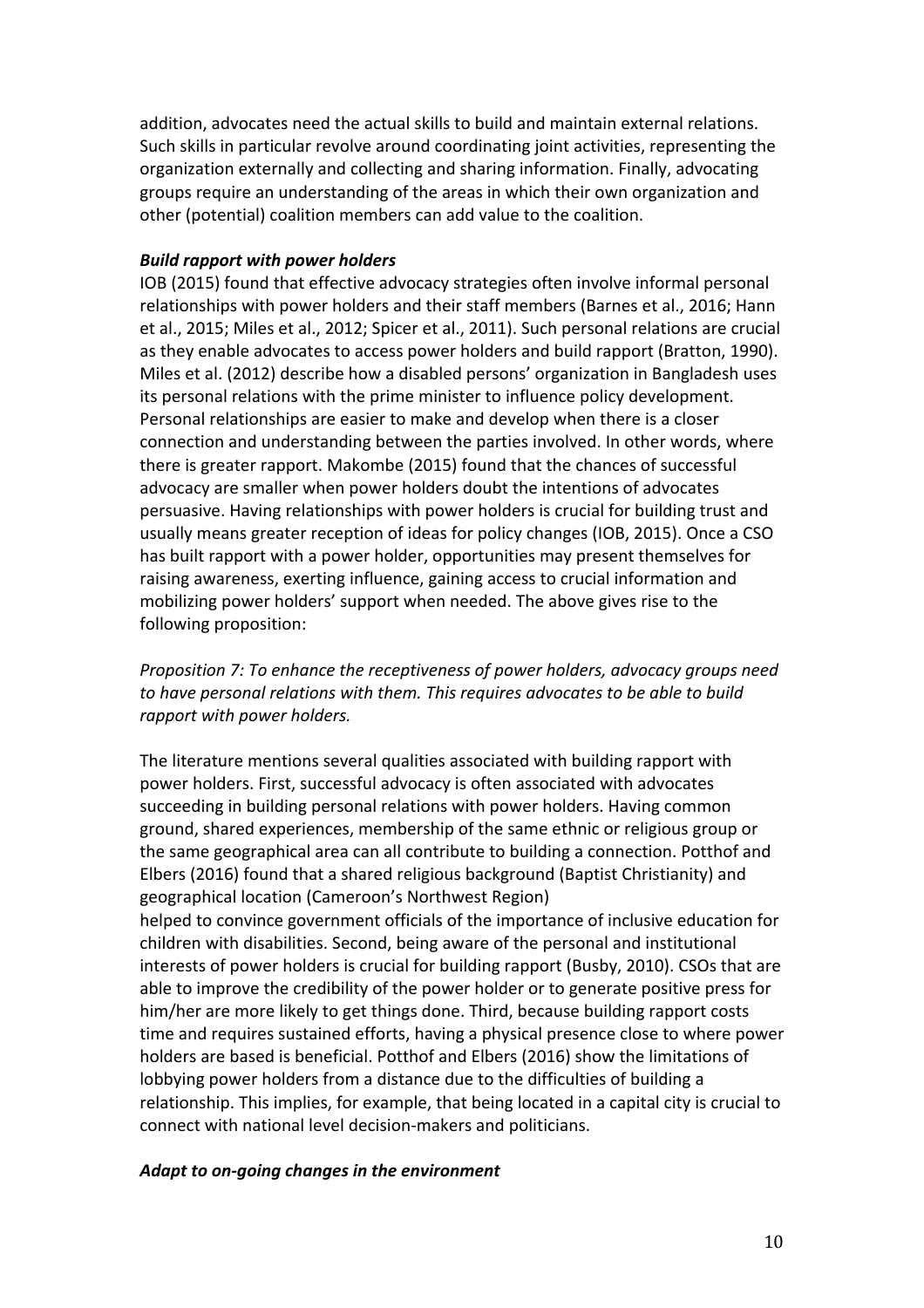addition, advocates need the actual skills to build and maintain external relations. Such skills in particular revolve around coordinating joint activities, representing the organization externally and collecting and sharing information. Finally, advocating groups require an understanding of the areas in which their own organization and other (potential) coalition members can add value to the coalition.

***Build rapport with power holders***

IOB (2015) found that effective advocacy strategies often involve informal personal relationships with power holders and their staff members (Barnes et al., 2016; Hann et al., 2015; Miles et al., 2012; Spicer et al., 2011). Such personal relations are crucial as they enable advocates to access power holders and build rapport (Bratton, 1990). Miles et al. (2012) describe how a disabled persons' organization in Bangladesh uses its personal relations with the prime minister to influence policy development. Personal relationships are easier to make and develop when there is a closer connection and understanding between the parties involved. In other words, where there is greater rapport. Makombe (2015) found that the chances of successful advocacy are smaller when power holders doubt the intentions of advocates persuasive. Having relationships with power holders is crucial for building trust and usually means greater reception of ideas for policy changes (IOB, 2015). Once a CSO has built rapport with a power holder, opportunities may present themselves for raising awareness, exerting influence, gaining access to crucial information and mobilizing power holders' support when needed. The above gives rise to the following proposition:

*Proposition 7: To enhance the receptiveness of power holders, advocacy groups need to have personal relations with them. This requires advocates to be able to build rapport with power holders.*

The literature mentions several qualities associated with building rapport with power holders. First, successful advocacy is often associated with advocates succeeding in building personal relations with power holders. Having common ground, shared experiences, membership of the same ethnic or religious group or the same geographical area can all contribute to building a connection. Potthof and Elbers (2016) found that a shared religious background (Baptist Christianity) and geographical location (Cameroon's Northwest Region) helped to convince government officials of the importance of inclusive education for children with disabilities. Second, being aware of the personal and institutional interests of power holders is crucial for building rapport (Busby, 2010). CSOs that are able to improve the credibility of the power holder or to generate positive press for him/her are more likely to get things done. Third, because building rapport costs time and requires sustained efforts, having a physical presence close to where power holders are based is beneficial. Potthof and Elbers (2016) show the limitations of lobbying power holders from a distance due to the difficulties of building a relationship. This implies, for example, that being located in a capital city is crucial to connect with national level decision-makers and politicians.

***Adapt to on-going changes in the environment***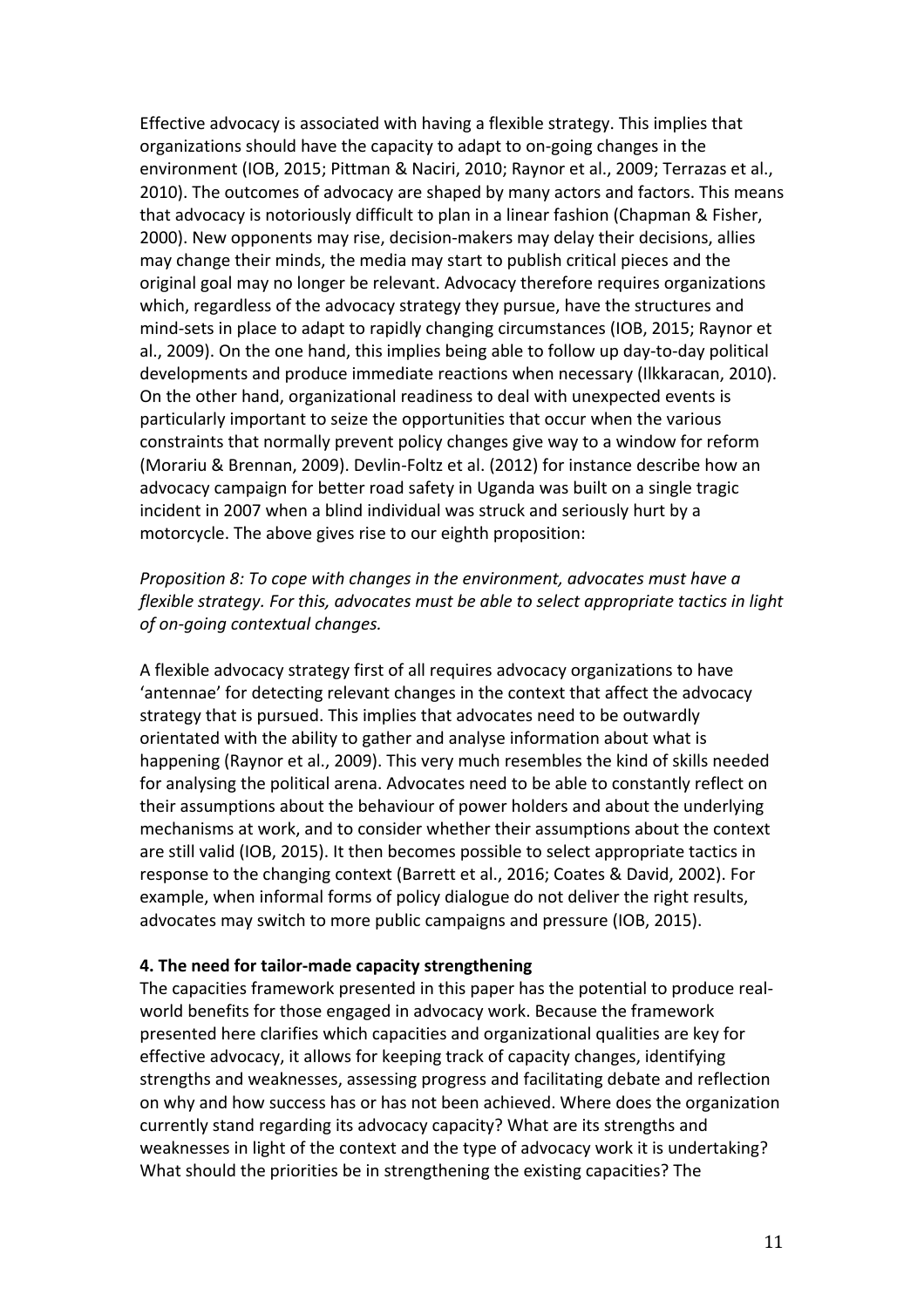Effective advocacy is associated with having a flexible strategy. This implies that organizations should have the capacity to adapt to on-going changes in the environment (IOB, 2015; Pittman & Naciri, 2010; Raynor et al., 2009; Terrazas et al., 2010). The outcomes of advocacy are shaped by many actors and factors. This means that advocacy is notoriously difficult to plan in a linear fashion (Chapman & Fisher, 2000). New opponents may rise, decision-makers may delay their decisions, allies may change their minds, the media may start to publish critical pieces and the original goal may no longer be relevant. Advocacy therefore requires organizations which, regardless of the advocacy strategy they pursue, have the structures and mind-sets in place to adapt to rapidly changing circumstances (IOB, 2015; Raynor et al., 2009). On the one hand, this implies being able to follow up day-to-day political developments and produce immediate reactions when necessary (Ilkkaracan, 2010). On the other hand, organizational readiness to deal with unexpected events is particularly important to seize the opportunities that occur when the various constraints that normally prevent policy changes give way to a window for reform (Morariu & Brennan, 2009). Devlin-Foltz et al. (2012) for instance describe how an advocacy campaign for better road safety in Uganda was built on a single tragic incident in 2007 when a blind individual was struck and seriously hurt by a motorcycle. The above gives rise to our eighth proposition:

*Proposition 8: To cope with changes in the environment, advocates must have a flexible strategy. For this, advocates must be able to select appropriate tactics in light of on-going contextual changes.*

A flexible advocacy strategy first of all requires advocacy organizations to have 'antennae' for detecting relevant changes in the context that affect the advocacy strategy that is pursued. This implies that advocates need to be outwardly orientated with the ability to gather and analyse information about what is happening (Raynor et al., 2009). This very much resembles the kind of skills needed for analysing the political arena. Advocates need to be able to constantly reflect on their assumptions about the behaviour of power holders and about the underlying mechanisms at work, and to consider whether their assumptions about the context are still valid (IOB, 2015). It then becomes possible to select appropriate tactics in response to the changing context (Barrett et al., 2016; Coates & David, 2002). For example, when informal forms of policy dialogue do not deliver the right results, advocates may switch to more public campaigns and pressure (IOB, 2015).

## 4. The need for tailor-made capacity strengthening

The capacities framework presented in this paper has the potential to produce real-world benefits for those engaged in advocacy work. Because the framework presented here clarifies which capacities and organizational qualities are key for effective advocacy, it allows for keeping track of capacity changes, identifying strengths and weaknesses, assessing progress and facilitating debate and reflection on why and how success has or has not been achieved. Where does the organization currently stand regarding its advocacy capacity? What are its strengths and weaknesses in light of the context and the type of advocacy work it is undertaking? What should the priorities be in strengthening the existing capacities? The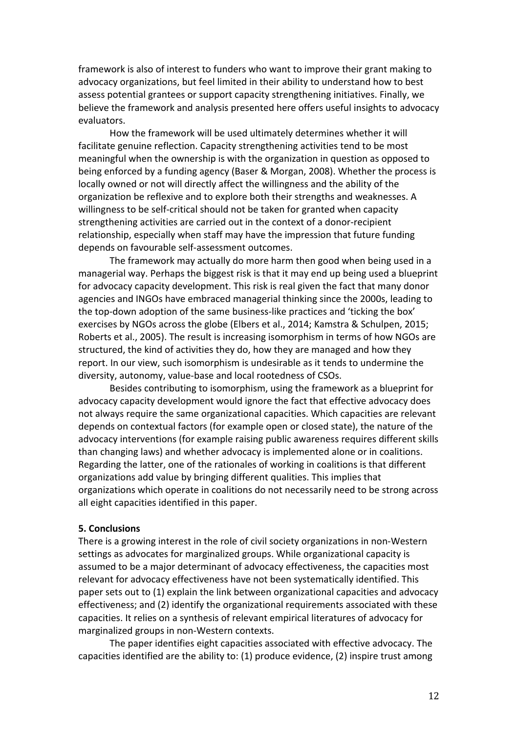framework is also of interest to funders who want to improve their grant making to advocacy organizations, but feel limited in their ability to understand how to best assess potential grantees or support capacity strengthening initiatives. Finally, we believe the framework and analysis presented here offers useful insights to advocacy evaluators.

How the framework will be used ultimately determines whether it will facilitate genuine reflection. Capacity strengthening activities tend to be most meaningful when the ownership is with the organization in question as opposed to being enforced by a funding agency (Baser & Morgan, 2008). Whether the process is locally owned or not will directly affect the willingness and the ability of the organization be reflexive and to explore both their strengths and weaknesses. A willingness to be self-critical should not be taken for granted when capacity strengthening activities are carried out in the context of a donor-recipient relationship, especially when staff may have the impression that future funding depends on favourable self-assessment outcomes.

The framework may actually do more harm then good when being used in a managerial way. Perhaps the biggest risk is that it may end up being used a blueprint for advocacy capacity development. This risk is real given the fact that many donor agencies and INGOs have embraced managerial thinking since the 2000s, leading to the top-down adoption of the same business-like practices and 'ticking the box' exercises by NGOs across the globe (Elbers et al., 2014; Kamstra & Schulpen, 2015; Roberts et al., 2005). The result is increasing isomorphism in terms of how NGOs are structured, the kind of activities they do, how they are managed and how they report. In our view, such isomorphism is undesirable as it tends to undermine the diversity, autonomy, value-base and local rootedness of CSOs.

Besides contributing to isomorphism, using the framework as a blueprint for advocacy capacity development would ignore the fact that effective advocacy does not always require the same organizational capacities. Which capacities are relevant depends on contextual factors (for example open or closed state), the nature of the advocacy interventions (for example raising public awareness requires different skills than changing laws) and whether advocacy is implemented alone or in coalitions. Regarding the latter, one of the rationales of working in coalitions is that different organizations add value by bringing different qualities. This implies that organizations which operate in coalitions do not necessarily need to be strong across all eight capacities identified in this paper.

## 5. Conclusions

There is a growing interest in the role of civil society organizations in non-Western settings as advocates for marginalized groups. While organizational capacity is assumed to be a major determinant of advocacy effectiveness, the capacities most relevant for advocacy effectiveness have not been systematically identified. This paper sets out to (1) explain the link between organizational capacities and advocacy effectiveness; and (2) identify the organizational requirements associated with these capacities. It relies on a synthesis of relevant empirical literatures of advocacy for marginalized groups in non-Western contexts.

The paper identifies eight capacities associated with effective advocacy. The capacities identified are the ability to: (1) produce evidence, (2) inspire trust among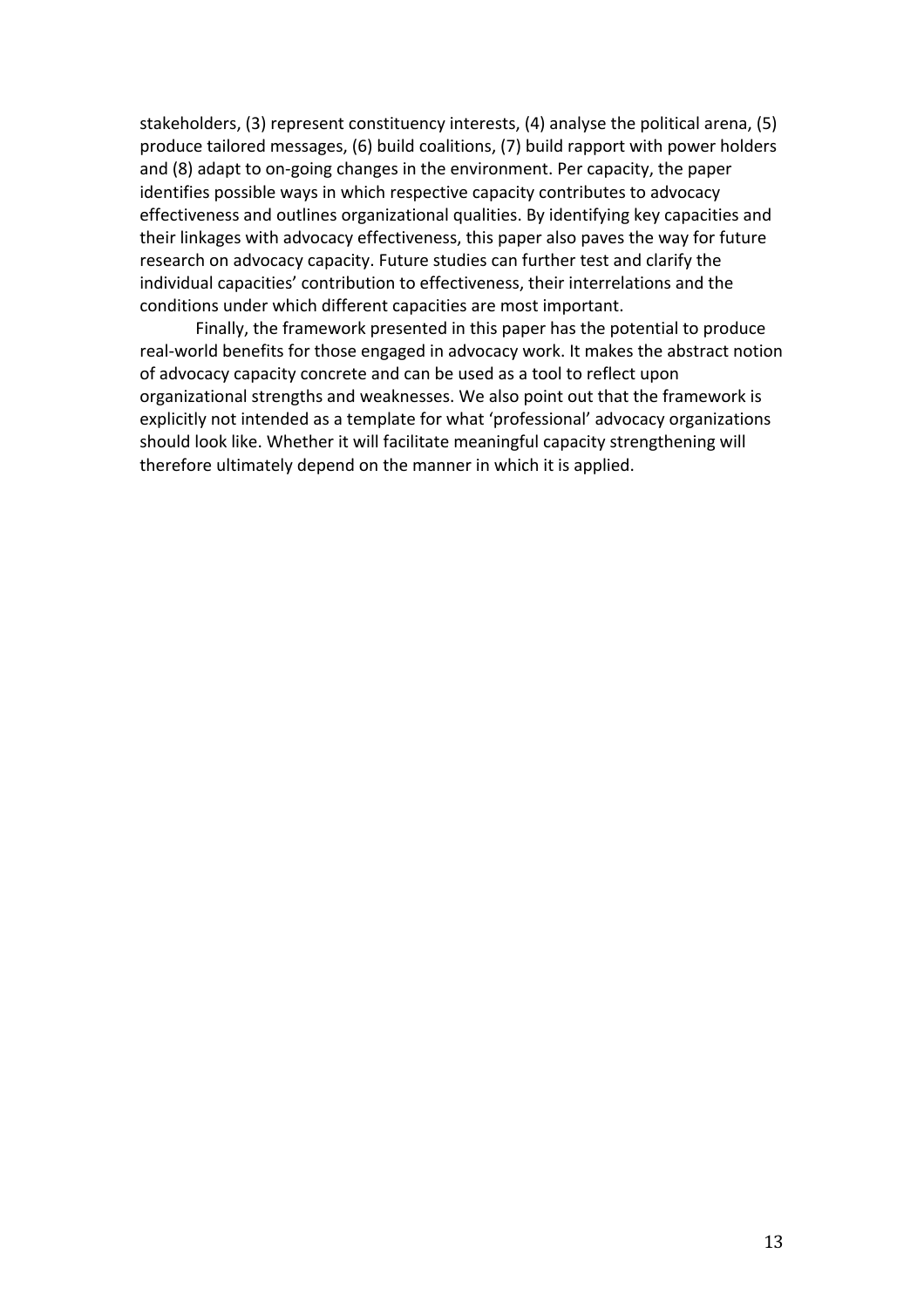stakeholders, (3) represent constituency interests, (4) analyse the political arena, (5) produce tailored messages, (6) build coalitions, (7) build rapport with power holders and (8) adapt to on-going changes in the environment. Per capacity, the paper identifies possible ways in which respective capacity contributes to advocacy effectiveness and outlines organizational qualities. By identifying key capacities and their linkages with advocacy effectiveness, this paper also paves the way for future research on advocacy capacity. Future studies can further test and clarify the individual capacities' contribution to effectiveness, their interrelations and the conditions under which different capacities are most important.

Finally, the framework presented in this paper has the potential to produce real-world benefits for those engaged in advocacy work. It makes the abstract notion of advocacy capacity concrete and can be used as a tool to reflect upon organizational strengths and weaknesses. We also point out that the framework is explicitly not intended as a template for what 'professional' advocacy organizations should look like. Whether it will facilitate meaningful capacity strengthening will therefore ultimately depend on the manner in which it is applied.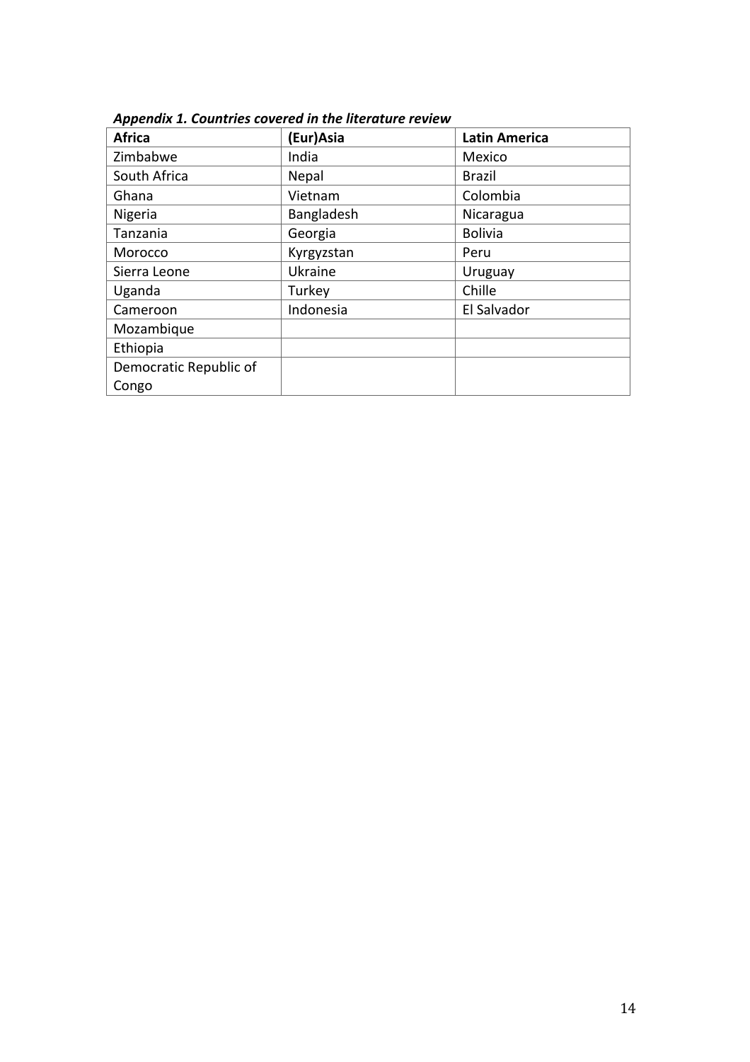***Appendix 1. Countries covered in the literature review***

| Africa | (Eur)Asia | Latin America |
| --- | --- | --- |
| Zimbabwe | India | Mexico |
| South Africa | Nepal | Brazil |
| Ghana | Vietnam | Colombia |
| Nigeria | Bangladesh | Nicaragua |
| Tanzania | Georgia | Bolivia |
| Morocco | Kyrgyzstan | Peru |
| Sierra Leone | Ukraine | Uruguay |
| Uganda | Turkey | Chille |
| Cameroon | Indonesia | El Salvador |
| Mozambique | | |
| Ethiopia | | |
| Democratic Republic of Congo | | |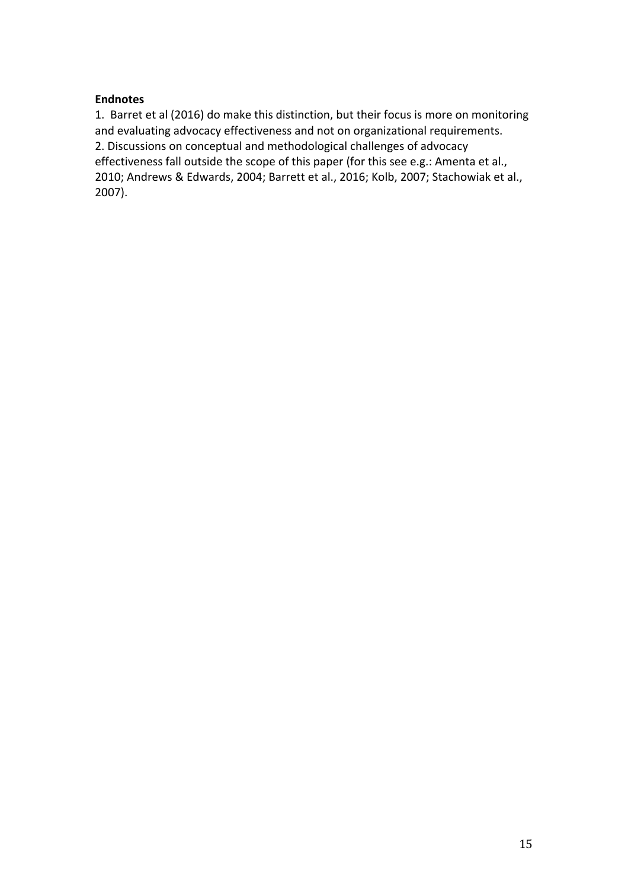**Endnotes**

1. Barret et al (2016) do make this distinction, but their focus is more on monitoring and evaluating advocacy effectiveness and not on organizational requirements.
2. Discussions on conceptual and methodological challenges of advocacy effectiveness fall outside the scope of this paper (for this see e.g.: Amenta et al., 2010; Andrews & Edwards, 2004; Barrett et al., 2016; Kolb, 2007; Stachowiak et al., 2007).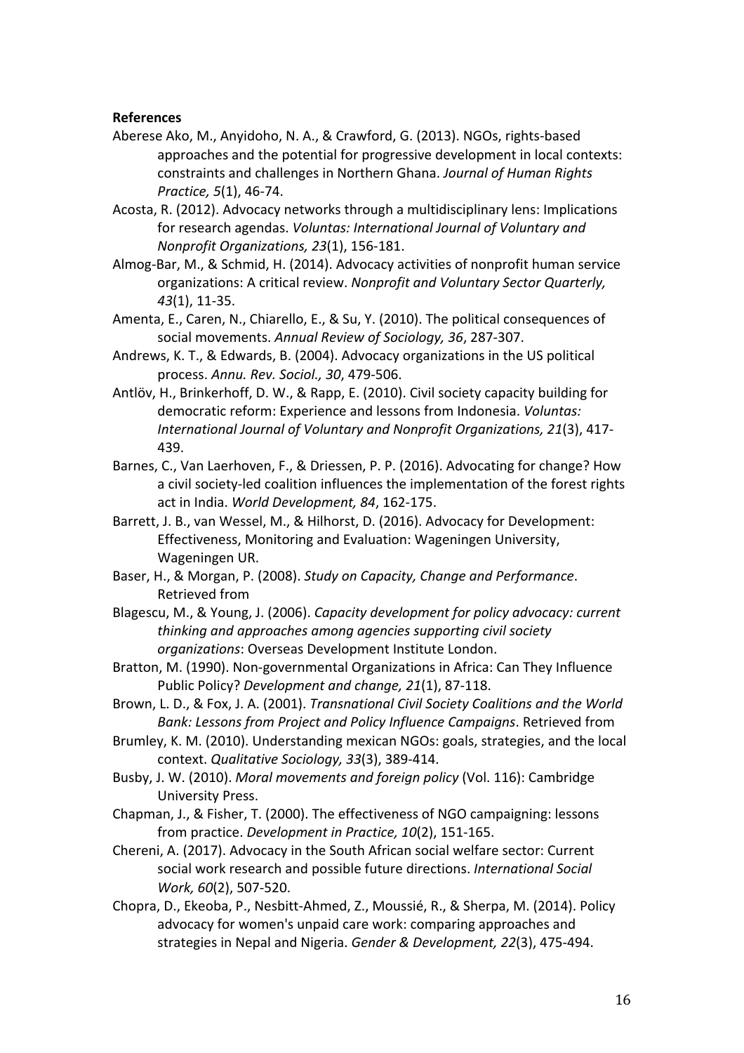**References**

Aberese Ako, M., Anyidoho, N. A., & Crawford, G. (2013). NGOs, rights-based approaches and the potential for progressive development in local contexts: constraints and challenges in Northern Ghana. *Journal of Human Rights Practice, 5*(1), 46-74.

Acosta, R. (2012). Advocacy networks through a multidisciplinary lens: Implications for research agendas. *Voluntas: International Journal of Voluntary and Nonprofit Organizations, 23*(1), 156-181.

Almog-Bar, M., & Schmid, H. (2014). Advocacy activities of nonprofit human service organizations: A critical review. *Nonprofit and Voluntary Sector Quarterly, 43*(1), 11-35.

Amenta, E., Caren, N., Chiarello, E., & Su, Y. (2010). The political consequences of social movements. *Annual Review of Sociology, 36*, 287-307.

Andrews, K. T., & Edwards, B. (2004). Advocacy organizations in the US political process. *Annu. Rev. Sociol., 30*, 479-506.

Antlöv, H., Brinkerhoff, D. W., & Rapp, E. (2010). Civil society capacity building for democratic reform: Experience and lessons from Indonesia. *Voluntas: International Journal of Voluntary and Nonprofit Organizations, 21*(3), 417-439.

Barnes, C., Van Laerhoven, F., & Driessen, P. P. (2016). Advocating for change? How a civil society-led coalition influences the implementation of the forest rights act in India. *World Development, 84*, 162-175.

Barrett, J. B., van Wessel, M., & Hilhorst, D. (2016). Advocacy for Development: Effectiveness, Monitoring and Evaluation: Wageningen University, Wageningen UR.

Baser, H., & Morgan, P. (2008). *Study on Capacity, Change and Performance*. Retrieved from

Blagescu, M., & Young, J. (2006). *Capacity development for policy advocacy: current thinking and approaches among agencies supporting civil society organizations*: Overseas Development Institute London.

Bratton, M. (1990). Non-governmental Organizations in Africa: Can They Influence Public Policy? *Development and change, 21*(1), 87-118.

Brown, L. D., & Fox, J. A. (2001). *Transnational Civil Society Coalitions and the World Bank: Lessons from Project and Policy Influence Campaigns*. Retrieved from

Brumley, K. M. (2010). Understanding mexican NGOs: goals, strategies, and the local context. *Qualitative Sociology, 33*(3), 389-414.

Busby, J. W. (2010). *Moral movements and foreign policy* (Vol. 116): Cambridge University Press.

Chapman, J., & Fisher, T. (2000). The effectiveness of NGO campaigning: lessons from practice. *Development in Practice, 10*(2), 151-165.

Chereni, A. (2017). Advocacy in the South African social welfare sector: Current social work research and possible future directions. *International Social Work, 60*(2), 507-520.

Chopra, D., Ekeoba, P., Nesbitt-Ahmed, Z., Moussié, R., & Sherpa, M. (2014). Policy advocacy for women's unpaid care work: comparing approaches and strategies in Nepal and Nigeria. *Gender & Development, 22*(3), 475-494.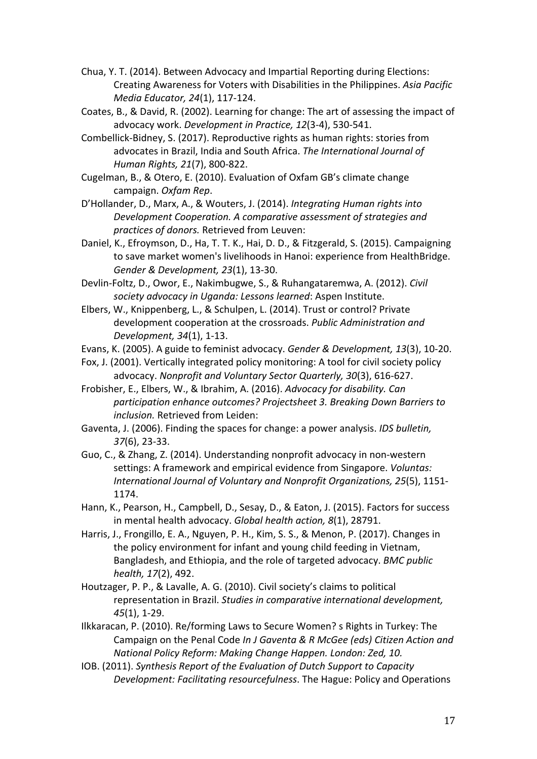Chua, Y. T. (2014). Between Advocacy and Impartial Reporting during Elections: Creating Awareness for Voters with Disabilities in the Philippines. *Asia Pacific Media Educator, 24*(1), 117-124.

Coates, B., & David, R. (2002). Learning for change: The art of assessing the impact of advocacy work. *Development in Practice, 12*(3-4), 530-541.

Combellick-Bidney, S. (2017). Reproductive rights as human rights: stories from advocates in Brazil, India and South Africa. *The International Journal of Human Rights, 21*(7), 800-822.

Cugelman, B., & Otero, E. (2010). Evaluation of Oxfam GB's climate change campaign. *Oxfam Rep*.

D'Hollander, D., Marx, A., & Wouters, J. (2014). *Integrating Human rights into Development Cooperation. A comparative assessment of strategies and practices of donors.* Retrieved from Leuven:

Daniel, K., Efroymson, D., Ha, T. T. K., Hai, D. D., & Fitzgerald, S. (2015). Campaigning to save market women's livelihoods in Hanoi: experience from HealthBridge. *Gender & Development, 23*(1), 13-30.

Devlin-Foltz, D., Owor, E., Nakimbugwe, S., & Ruhangataremwa, A. (2012). *Civil society advocacy in Uganda: Lessons learned*: Aspen Institute.

Elbers, W., Knippenberg, L., & Schulpen, L. (2014). Trust or control? Private development cooperation at the crossroads. *Public Administration and Development, 34*(1), 1-13.

Evans, K. (2005). A guide to feminist advocacy. *Gender & Development, 13*(3), 10-20.

Fox, J. (2001). Vertically integrated policy monitoring: A tool for civil society policy advocacy. *Nonprofit and Voluntary Sector Quarterly, 30*(3), 616-627.

Frobisher, E., Elbers, W., & Ibrahim, A. (2016). *Advocacy for disability. Can participation enhance outcomes? Projectsheet 3. Breaking Down Barriers to inclusion.* Retrieved from Leiden:

Gaventa, J. (2006). Finding the spaces for change: a power analysis. *IDS bulletin, 37*(6), 23-33.

Guo, C., & Zhang, Z. (2014). Understanding nonprofit advocacy in non-western settings: A framework and empirical evidence from Singapore. *Voluntas: International Journal of Voluntary and Nonprofit Organizations, 25*(5), 1151-1174.

Hann, K., Pearson, H., Campbell, D., Sesay, D., & Eaton, J. (2015). Factors for success in mental health advocacy. *Global health action, 8*(1), 28791.

Harris, J., Frongillo, E. A., Nguyen, P. H., Kim, S. S., & Menon, P. (2017). Changes in the policy environment for infant and young child feeding in Vietnam, Bangladesh, and Ethiopia, and the role of targeted advocacy. *BMC public health, 17*(2), 492.

Houtzager, P. P., & Lavalle, A. G. (2010). Civil society's claims to political representation in Brazil. *Studies in comparative international development, 45*(1), 1-29.

Ilkkaracan, P. (2010). Re/forming Laws to Secure Women? s Rights in Turkey: The Campaign on the Penal Code *In J Gaventa & R McGee (eds) Citizen Action and National Policy Reform: Making Change Happen. London: Zed, 10.*

IOB. (2011). *Synthesis Report of the Evaluation of Dutch Support to Capacity Development: Facilitating resourcefulness*. The Hague: Policy and Operations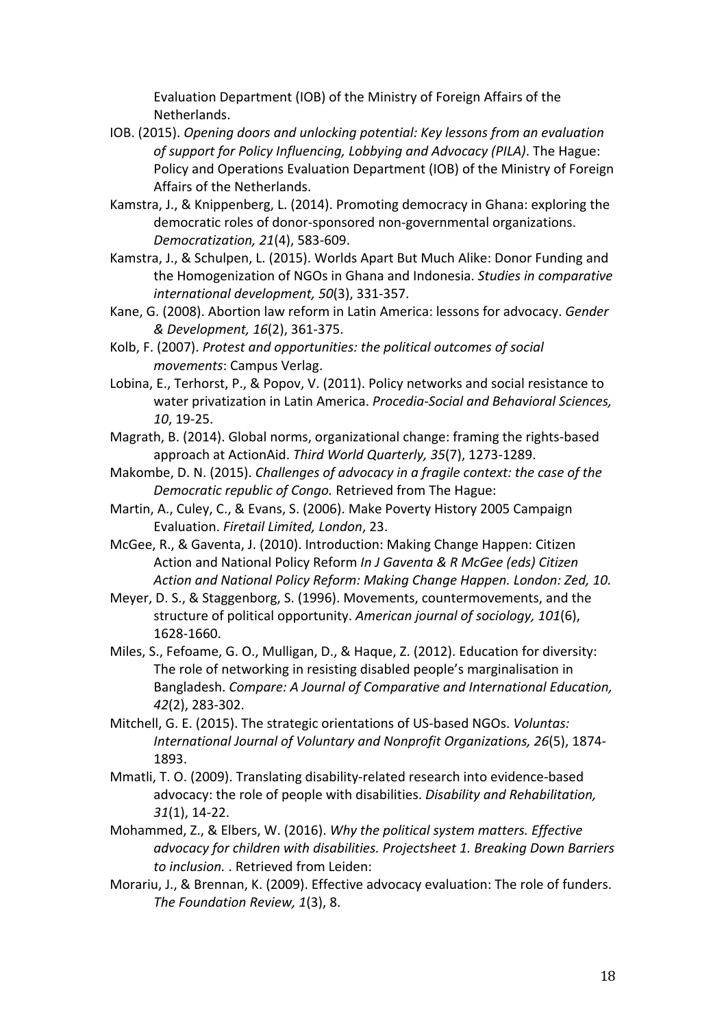Evaluation Department (IOB) of the Ministry of Foreign Affairs of the Netherlands.

IOB. (2015). *Opening doors and unlocking potential: Key lessons from an evaluation of support for Policy Influencing, Lobbying and Advocacy (PILA)*. The Hague: Policy and Operations Evaluation Department (IOB) of the Ministry of Foreign Affairs of the Netherlands.

Kamstra, J., & Knippenberg, L. (2014). Promoting democracy in Ghana: exploring the democratic roles of donor-sponsored non-governmental organizations. *Democratization, 21*(4), 583-609.

Kamstra, J., & Schulpen, L. (2015). Worlds Apart But Much Alike: Donor Funding and the Homogenization of NGOs in Ghana and Indonesia. *Studies in comparative international development, 50*(3), 331-357.

Kane, G. (2008). Abortion law reform in Latin America: lessons for advocacy. *Gender & Development, 16*(2), 361-375.

Kolb, F. (2007). *Protest and opportunities: the political outcomes of social movements*: Campus Verlag.

Lobina, E., Terhorst, P., & Popov, V. (2011). Policy networks and social resistance to water privatization in Latin America. *Procedia-Social and Behavioral Sciences, 10*, 19-25.

Magrath, B. (2014). Global norms, organizational change: framing the rights-based approach at ActionAid. *Third World Quarterly, 35*(7), 1273-1289.

Makombe, D. N. (2015). *Challenges of advocacy in a fragile context: the case of the Democratic republic of Congo.* Retrieved from The Hague:

Martin, A., Culey, C., & Evans, S. (2006). Make Poverty History 2005 Campaign Evaluation. *Firetail Limited, London*, 23.

McGee, R., & Gaventa, J. (2010). Introduction: Making Change Happen: Citizen Action and National Policy Reform *In J Gaventa & R McGee (eds) Citizen Action and National Policy Reform: Making Change Happen. London: Zed, 10.*

Meyer, D. S., & Staggenborg, S. (1996). Movements, countermovements, and the structure of political opportunity. *American journal of sociology, 101*(6), 1628-1660.

Miles, S., Fefoame, G. O., Mulligan, D., & Haque, Z. (2012). Education for diversity: The role of networking in resisting disabled people's marginalisation in Bangladesh. *Compare: A Journal of Comparative and International Education, 42*(2), 283-302.

Mitchell, G. E. (2015). The strategic orientations of US-based NGOs. *Voluntas: International Journal of Voluntary and Nonprofit Organizations, 26*(5), 1874-1893.

Mmatli, T. O. (2009). Translating disability-related research into evidence-based advocacy: the role of people with disabilities. *Disability and Rehabilitation, 31*(1), 14-22.

Mohammed, Z., & Elbers, W. (2016). *Why the political system matters. Effective advocacy for children with disabilities. Projectsheet 1. Breaking Down Barriers to inclusion.* . Retrieved from Leiden:

Morariu, J., & Brennan, K. (2009). Effective advocacy evaluation: The role of funders. *The Foundation Review, 1*(3), 8.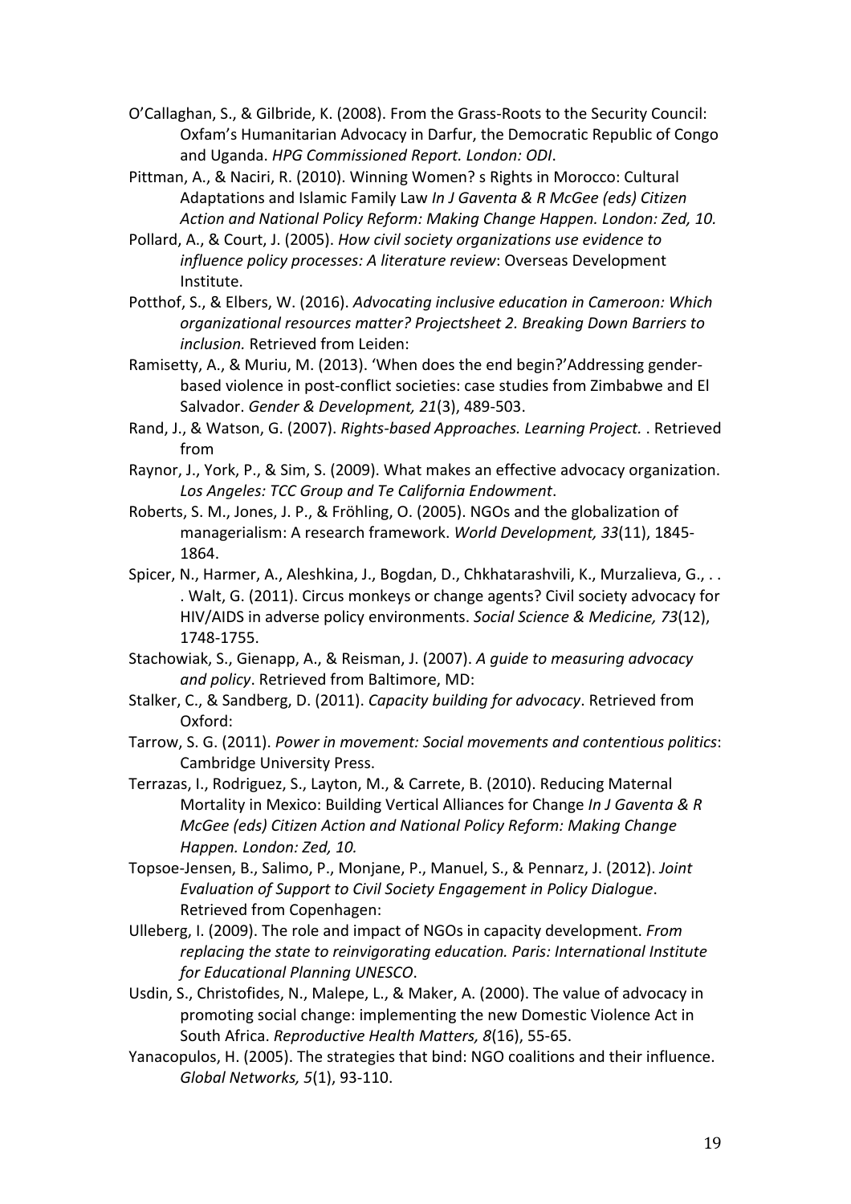O'Callaghan, S., & Gilbride, K. (2008). From the Grass-Roots to the Security Council: Oxfam's Humanitarian Advocacy in Darfur, the Democratic Republic of Congo and Uganda. *HPG Commissioned Report. London: ODI*.

Pittman, A., & Naciri, R. (2010). Winning Women? s Rights in Morocco: Cultural Adaptations and Islamic Family Law *In J Gaventa & R McGee (eds) Citizen Action and National Policy Reform: Making Change Happen. London: Zed, 10.*

Pollard, A., & Court, J. (2005). *How civil society organizations use evidence to influence policy processes: A literature review*: Overseas Development Institute.

Potthof, S., & Elbers, W. (2016). *Advocating inclusive education in Cameroon: Which organizational resources matter? Projectsheet 2. Breaking Down Barriers to inclusion.* Retrieved from Leiden:

Ramisetty, A., & Muriu, M. (2013). 'When does the end begin?'Addressing gender-based violence in post-conflict societies: case studies from Zimbabwe and El Salvador. *Gender & Development, 21*(3), 489-503.

Rand, J., & Watson, G. (2007). *Rights-based Approaches. Learning Project.* . Retrieved from

Raynor, J., York, P., & Sim, S. (2009). What makes an effective advocacy organization. *Los Angeles: TCC Group and Te California Endowment*.

Roberts, S. M., Jones, J. P., & Fröhling, O. (2005). NGOs and the globalization of managerialism: A research framework. *World Development, 33*(11), 1845-1864.

Spicer, N., Harmer, A., Aleshkina, J., Bogdan, D., Chkhatarashvili, K., Murzalieva, G., . . . Walt, G. (2011). Circus monkeys or change agents? Civil society advocacy for HIV/AIDS in adverse policy environments. *Social Science & Medicine, 73*(12), 1748-1755.

Stachowiak, S., Gienapp, A., & Reisman, J. (2007). *A guide to measuring advocacy and policy*. Retrieved from Baltimore, MD:

Stalker, C., & Sandberg, D. (2011). *Capacity building for advocacy*. Retrieved from Oxford:

Tarrow, S. G. (2011). *Power in movement: Social movements and contentious politics*: Cambridge University Press.

Terrazas, I., Rodriguez, S., Layton, M., & Carrete, B. (2010). Reducing Maternal Mortality in Mexico: Building Vertical Alliances for Change *In J Gaventa & R McGee (eds) Citizen Action and National Policy Reform: Making Change Happen. London: Zed, 10.*

Topsoe-Jensen, B., Salimo, P., Monjane, P., Manuel, S., & Pennarz, J. (2012). *Joint Evaluation of Support to Civil Society Engagement in Policy Dialogue*. Retrieved from Copenhagen:

Ulleberg, I. (2009). The role and impact of NGOs in capacity development. *From replacing the state to reinvigorating education. Paris: International Institute for Educational Planning UNESCO*.

Usdin, S., Christofides, N., Malepe, L., & Maker, A. (2000). The value of advocacy in promoting social change: implementing the new Domestic Violence Act in South Africa. *Reproductive Health Matters, 8*(16), 55-65.

Yanacopulos, H. (2005). The strategies that bind: NGO coalitions and their influence. *Global Networks, 5*(1), 93-110.